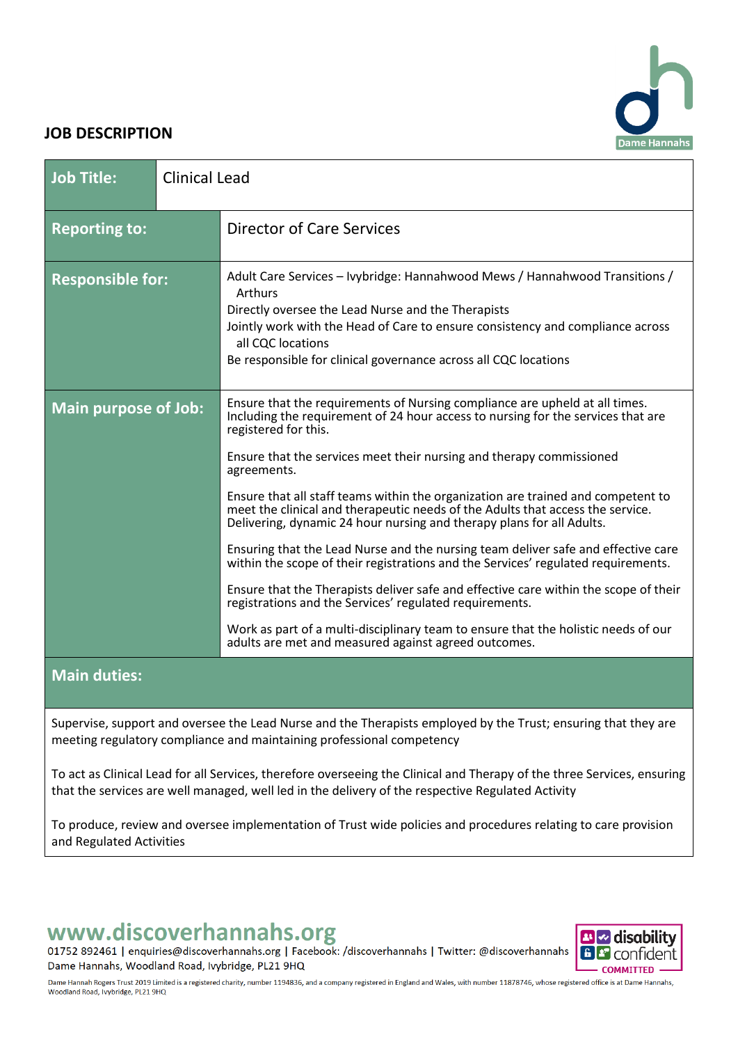**JOB DESCRIPTION**

| Job Title: | Clinical Lead |
|---|---|
| **Reporting to:** | Director of Care Services |
| **Responsible for:** | Adult Care Services – Ivybridge: Hannahwood Mews / Hannahwood Transitions / Arthurs<br>Directly oversee the Lead Nurse and the Therapists<br>Jointly work with the Head of Care to ensure consistency and compliance across all CQC locations<br>Be responsible for clinical governance across all CQC locations |
| **Main purpose of Job:** | Ensure that the requirements of Nursing compliance are upheld at all times. Including the requirement of 24 hour access to nursing for the services that are registered for this.<br><br>Ensure that the services meet their nursing and therapy commissioned agreements.<br><br>Ensure that all staff teams within the organization are trained and competent to meet the clinical and therapeutic needs of the Adults that access the service. Delivering, dynamic 24 hour nursing and therapy plans for all Adults.<br><br>Ensuring that the Lead Nurse and the nursing team deliver safe and effective care within the scope of their registrations and the Services' regulated requirements.<br><br>Ensure that the Therapists deliver safe and effective care within the scope of their registrations and the Services' regulated requirements.<br><br>Work as part of a multi-disciplinary team to ensure that the holistic needs of our adults are met and measured against agreed outcomes. |

**Main duties:**

Supervise, support and oversee the Lead Nurse and the Therapists employed by the Trust; ensuring that they are meeting regulatory compliance and maintaining professional competency

To act as Clinical Lead for all Services, therefore overseeing the Clinical and Therapy of the three Services, ensuring that the services are well managed, well led in the delivery of the respective Regulated Activity

To produce, review and oversee implementation of Trust wide policies and procedures relating to care provision and Regulated Activities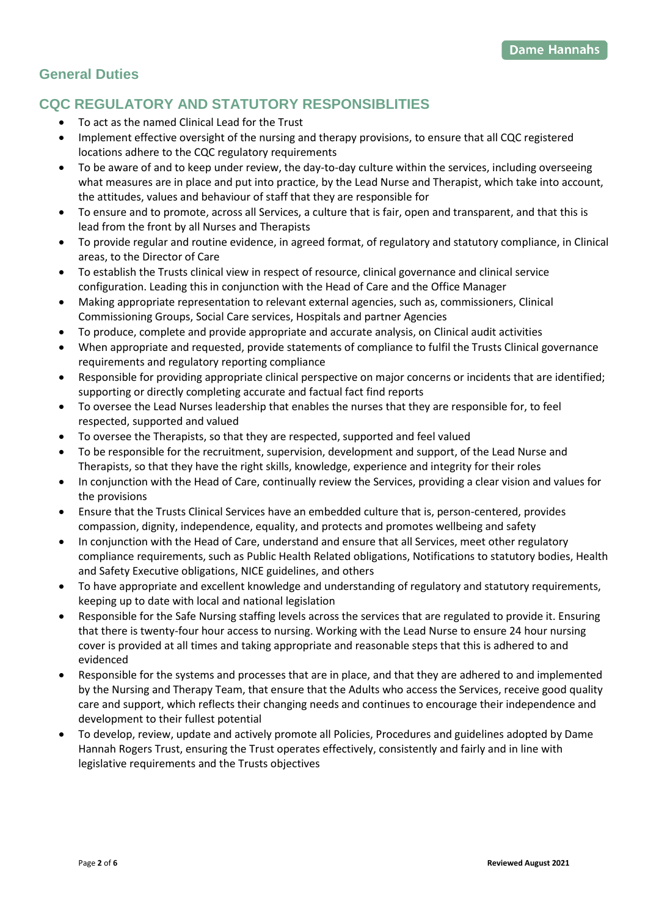## General Duties

## CQC REGULATORY AND STATUTORY RESPONSIBLITIES

- To act as the named Clinical Lead for the Trust
- Implement effective oversight of the nursing and therapy provisions, to ensure that all CQC registered locations adhere to the CQC regulatory requirements
- To be aware of and to keep under review, the day-to-day culture within the services, including overseeing what measures are in place and put into practice, by the Lead Nurse and Therapist, which take into account, the attitudes, values and behaviour of staff that they are responsible for
- To ensure and to promote, across all Services, a culture that is fair, open and transparent, and that this is lead from the front by all Nurses and Therapists
- To provide regular and routine evidence, in agreed format, of regulatory and statutory compliance, in Clinical areas, to the Director of Care
- To establish the Trusts clinical view in respect of resource, clinical governance and clinical service configuration. Leading this in conjunction with the Head of Care and the Office Manager
- Making appropriate representation to relevant external agencies, such as, commissioners, Clinical Commissioning Groups, Social Care services, Hospitals and partner Agencies
- To produce, complete and provide appropriate and accurate analysis, on Clinical audit activities
- When appropriate and requested, provide statements of compliance to fulfil the Trusts Clinical governance requirements and regulatory reporting compliance
- Responsible for providing appropriate clinical perspective on major concerns or incidents that are identified; supporting or directly completing accurate and factual fact find reports
- To oversee the Lead Nurses leadership that enables the nurses that they are responsible for, to feel respected, supported and valued
- To oversee the Therapists, so that they are respected, supported and feel valued
- To be responsible for the recruitment, supervision, development and support, of the Lead Nurse and Therapists, so that they have the right skills, knowledge, experience and integrity for their roles
- In conjunction with the Head of Care, continually review the Services, providing a clear vision and values for the provisions
- Ensure that the Trusts Clinical Services have an embedded culture that is, person-centered, provides compassion, dignity, independence, equality, and protects and promotes wellbeing and safety
- In conjunction with the Head of Care, understand and ensure that all Services, meet other regulatory compliance requirements, such as Public Health Related obligations, Notifications to statutory bodies, Health and Safety Executive obligations, NICE guidelines, and others
- To have appropriate and excellent knowledge and understanding of regulatory and statutory requirements, keeping up to date with local and national legislation
- Responsible for the Safe Nursing staffing levels across the services that are regulated to provide it. Ensuring that there is twenty-four hour access to nursing. Working with the Lead Nurse to ensure 24 hour nursing cover is provided at all times and taking appropriate and reasonable steps that this is adhered to and evidenced
- Responsible for the systems and processes that are in place, and that they are adhered to and implemented by the Nursing and Therapy Team, that ensure that the Adults who access the Services, receive good quality care and support, which reflects their changing needs and continues to encourage their independence and development to their fullest potential
- To develop, review, update and actively promote all Policies, Procedures and guidelines adopted by Dame Hannah Rogers Trust, ensuring the Trust operates effectively, consistently and fairly and in line with legislative requirements and the Trusts objectives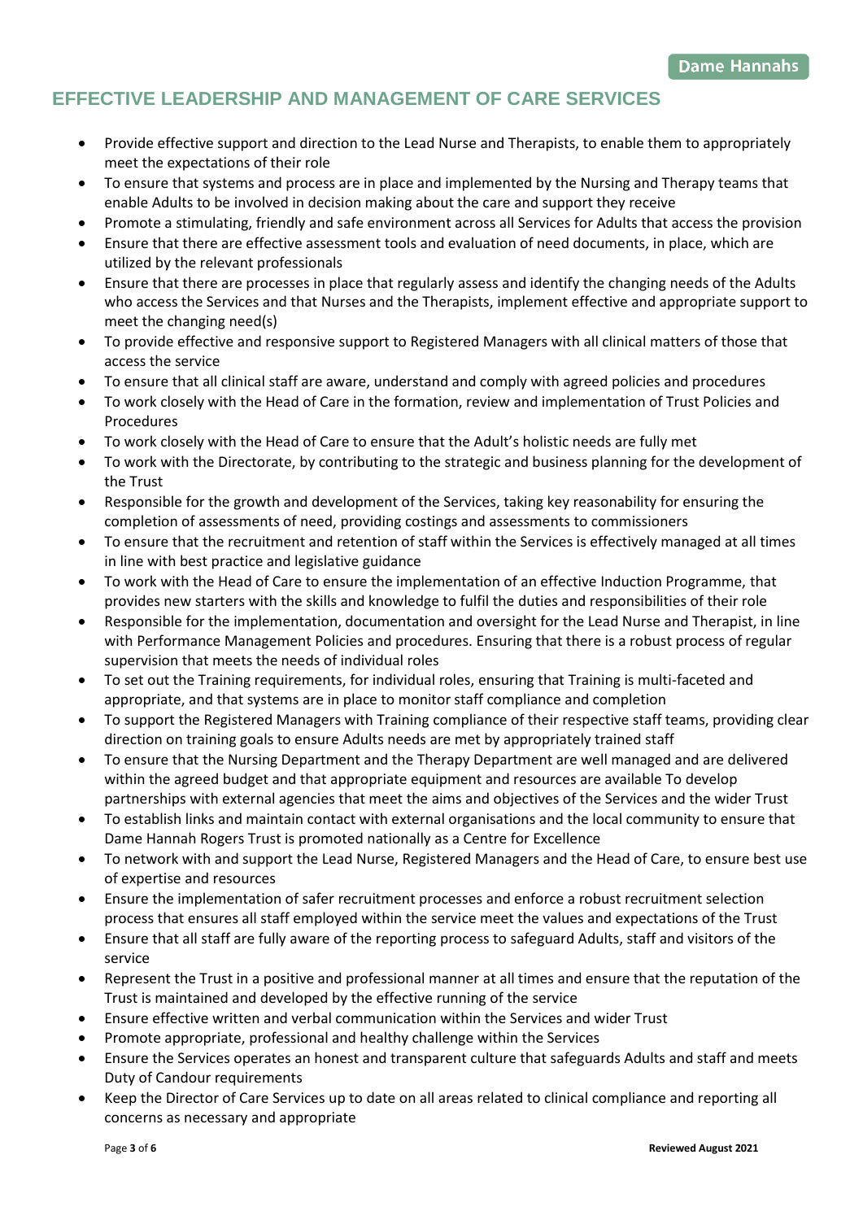## EFFECTIVE LEADERSHIP AND MANAGEMENT OF CARE SERVICES

- Provide effective support and direction to the Lead Nurse and Therapists, to enable them to appropriately meet the expectations of their role
- To ensure that systems and process are in place and implemented by the Nursing and Therapy teams that enable Adults to be involved in decision making about the care and support they receive
- Promote a stimulating, friendly and safe environment across all Services for Adults that access the provision
- Ensure that there are effective assessment tools and evaluation of need documents, in place, which are utilized by the relevant professionals
- Ensure that there are processes in place that regularly assess and identify the changing needs of the Adults who access the Services and that Nurses and the Therapists, implement effective and appropriate support to meet the changing need(s)
- To provide effective and responsive support to Registered Managers with all clinical matters of those that access the service
- To ensure that all clinical staff are aware, understand and comply with agreed policies and procedures
- To work closely with the Head of Care in the formation, review and implementation of Trust Policies and Procedures
- To work closely with the Head of Care to ensure that the Adult's holistic needs are fully met
- To work with the Directorate, by contributing to the strategic and business planning for the development of the Trust
- Responsible for the growth and development of the Services, taking key reasonability for ensuring the completion of assessments of need, providing costings and assessments to commissioners
- To ensure that the recruitment and retention of staff within the Services is effectively managed at all times in line with best practice and legislative guidance
- To work with the Head of Care to ensure the implementation of an effective Induction Programme, that provides new starters with the skills and knowledge to fulfil the duties and responsibilities of their role
- Responsible for the implementation, documentation and oversight for the Lead Nurse and Therapist, in line with Performance Management Policies and procedures. Ensuring that there is a robust process of regular supervision that meets the needs of individual roles
- To set out the Training requirements, for individual roles, ensuring that Training is multi-faceted and appropriate, and that systems are in place to monitor staff compliance and completion
- To support the Registered Managers with Training compliance of their respective staff teams, providing clear direction on training goals to ensure Adults needs are met by appropriately trained staff
- To ensure that the Nursing Department and the Therapy Department are well managed and are delivered within the agreed budget and that appropriate equipment and resources are available To develop partnerships with external agencies that meet the aims and objectives of the Services and the wider Trust
- To establish links and maintain contact with external organisations and the local community to ensure that Dame Hannah Rogers Trust is promoted nationally as a Centre for Excellence
- To network with and support the Lead Nurse, Registered Managers and the Head of Care, to ensure best use of expertise and resources
- Ensure the implementation of safer recruitment processes and enforce a robust recruitment selection process that ensures all staff employed within the service meet the values and expectations of the Trust
- Ensure that all staff are fully aware of the reporting process to safeguard Adults, staff and visitors of the service
- Represent the Trust in a positive and professional manner at all times and ensure that the reputation of the Trust is maintained and developed by the effective running of the service
- Ensure effective written and verbal communication within the Services and wider Trust
- Promote appropriate, professional and healthy challenge within the Services
- Ensure the Services operates an honest and transparent culture that safeguards Adults and staff and meets Duty of Candour requirements
- Keep the Director of Care Services up to date on all areas related to clinical compliance and reporting all concerns as necessary and appropriate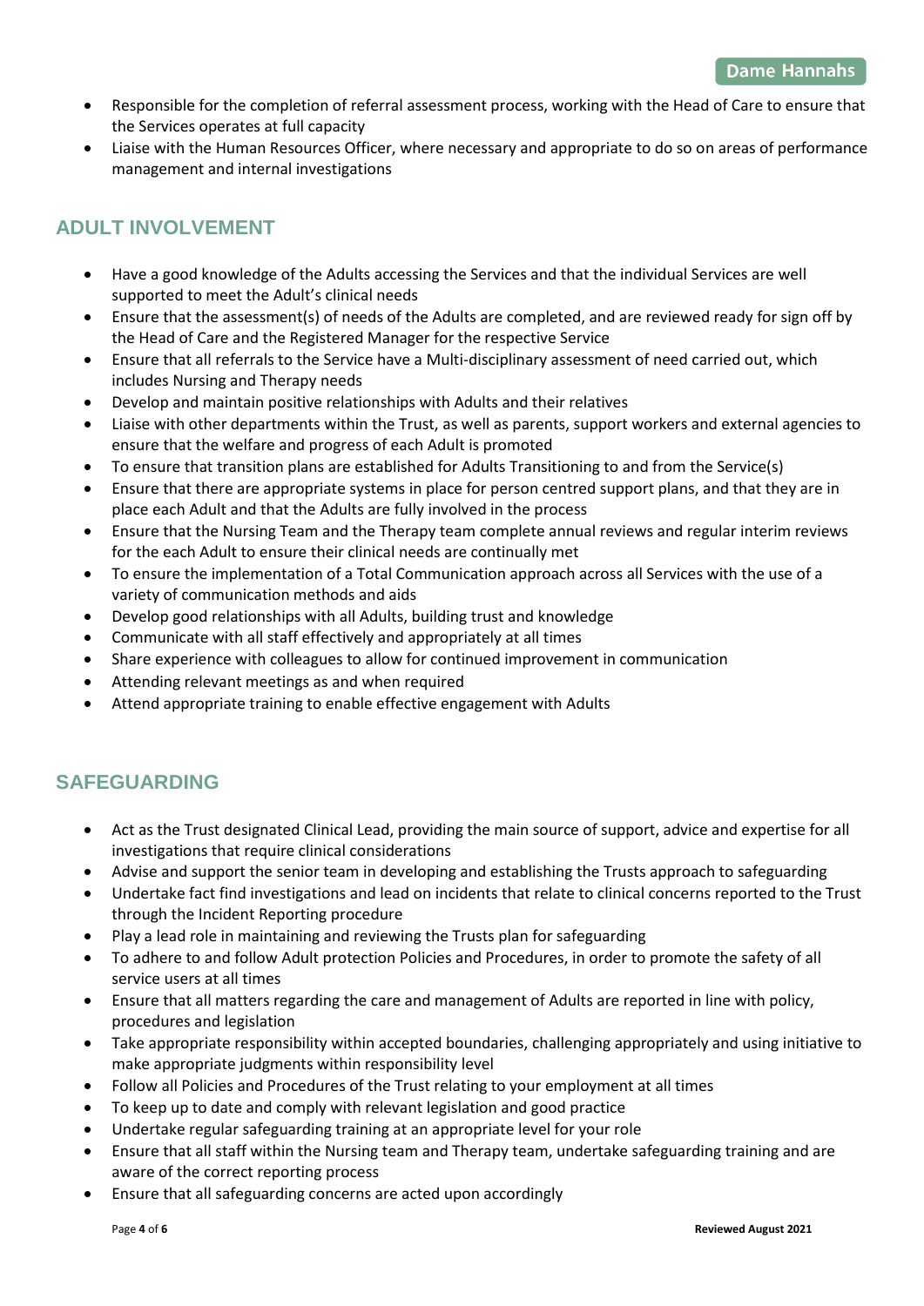- Responsible for the completion of referral assessment process, working with the Head of Care to ensure that the Services operates at full capacity
- Liaise with the Human Resources Officer, where necessary and appropriate to do so on areas of performance management and internal investigations

## ADULT INVOLVEMENT

- Have a good knowledge of the Adults accessing the Services and that the individual Services are well supported to meet the Adult's clinical needs
- Ensure that the assessment(s) of needs of the Adults are completed, and are reviewed ready for sign off by the Head of Care and the Registered Manager for the respective Service
- Ensure that all referrals to the Service have a Multi-disciplinary assessment of need carried out, which includes Nursing and Therapy needs
- Develop and maintain positive relationships with Adults and their relatives
- Liaise with other departments within the Trust, as well as parents, support workers and external agencies to ensure that the welfare and progress of each Adult is promoted
- To ensure that transition plans are established for Adults Transitioning to and from the Service(s)
- Ensure that there are appropriate systems in place for person centred support plans, and that they are in place each Adult and that the Adults are fully involved in the process
- Ensure that the Nursing Team and the Therapy team complete annual reviews and regular interim reviews for the each Adult to ensure their clinical needs are continually met
- To ensure the implementation of a Total Communication approach across all Services with the use of a variety of communication methods and aids
- Develop good relationships with all Adults, building trust and knowledge
- Communicate with all staff effectively and appropriately at all times
- Share experience with colleagues to allow for continued improvement in communication
- Attending relevant meetings as and when required
- Attend appropriate training to enable effective engagement with Adults

## SAFEGUARDING

- Act as the Trust designated Clinical Lead, providing the main source of support, advice and expertise for all investigations that require clinical considerations
- Advise and support the senior team in developing and establishing the Trusts approach to safeguarding
- Undertake fact find investigations and lead on incidents that relate to clinical concerns reported to the Trust through the Incident Reporting procedure
- Play a lead role in maintaining and reviewing the Trusts plan for safeguarding
- To adhere to and follow Adult protection Policies and Procedures, in order to promote the safety of all service users at all times
- Ensure that all matters regarding the care and management of Adults are reported in line with policy, procedures and legislation
- Take appropriate responsibility within accepted boundaries, challenging appropriately and using initiative to make appropriate judgments within responsibility level
- Follow all Policies and Procedures of the Trust relating to your employment at all times
- To keep up to date and comply with relevant legislation and good practice
- Undertake regular safeguarding training at an appropriate level for your role
- Ensure that all staff within the Nursing team and Therapy team, undertake safeguarding training and are aware of the correct reporting process
- Ensure that all safeguarding concerns are acted upon accordingly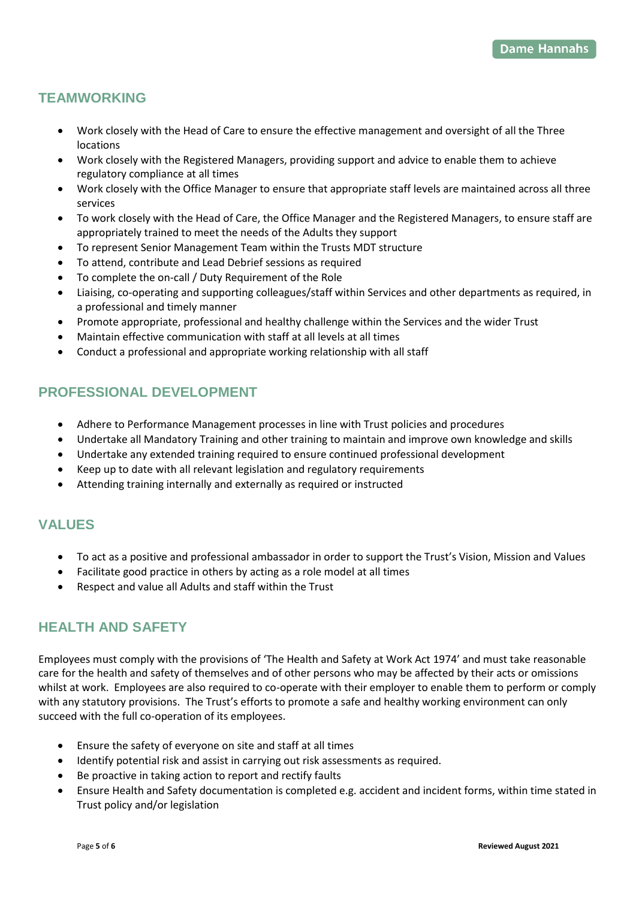## TEAMWORKING

- Work closely with the Head of Care to ensure the effective management and oversight of all the Three locations
- Work closely with the Registered Managers, providing support and advice to enable them to achieve regulatory compliance at all times
- Work closely with the Office Manager to ensure that appropriate staff levels are maintained across all three services
- To work closely with the Head of Care, the Office Manager and the Registered Managers, to ensure staff are appropriately trained to meet the needs of the Adults they support
- To represent Senior Management Team within the Trusts MDT structure
- To attend, contribute and Lead Debrief sessions as required
- To complete the on-call / Duty Requirement of the Role
- Liaising, co-operating and supporting colleagues/staff within Services and other departments as required, in a professional and timely manner
- Promote appropriate, professional and healthy challenge within the Services and the wider Trust
- Maintain effective communication with staff at all levels at all times
- Conduct a professional and appropriate working relationship with all staff

## PROFESSIONAL DEVELOPMENT

- Adhere to Performance Management processes in line with Trust policies and procedures
- Undertake all Mandatory Training and other training to maintain and improve own knowledge and skills
- Undertake any extended training required to ensure continued professional development
- Keep up to date with all relevant legislation and regulatory requirements
- Attending training internally and externally as required or instructed

## VALUES

- To act as a positive and professional ambassador in order to support the Trust's Vision, Mission and Values
- Facilitate good practice in others by acting as a role model at all times
- Respect and value all Adults and staff within the Trust

## HEALTH AND SAFETY

Employees must comply with the provisions of 'The Health and Safety at Work Act 1974' and must take reasonable care for the health and safety of themselves and of other persons who may be affected by their acts or omissions whilst at work. Employees are also required to co-operate with their employer to enable them to perform or comply with any statutory provisions. The Trust's efforts to promote a safe and healthy working environment can only succeed with the full co-operation of its employees.

- Ensure the safety of everyone on site and staff at all times
- Identify potential risk and assist in carrying out risk assessments as required.
- Be proactive in taking action to report and rectify faults
- Ensure Health and Safety documentation is completed e.g. accident and incident forms, within time stated in Trust policy and/or legislation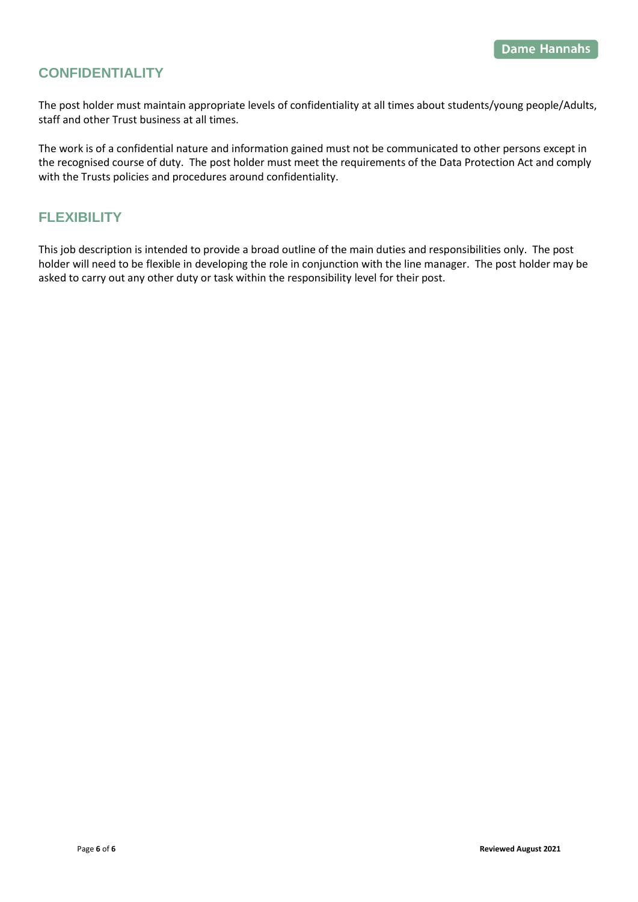## CONFIDENTIALITY

The post holder must maintain appropriate levels of confidentiality at all times about students/young people/Adults, staff and other Trust business at all times.

The work is of a confidential nature and information gained must not be communicated to other persons except in the recognised course of duty. The post holder must meet the requirements of the Data Protection Act and comply with the Trusts policies and procedures around confidentiality.

## FLEXIBILITY

This job description is intended to provide a broad outline of the main duties and responsibilities only. The post holder will need to be flexible in developing the role in conjunction with the line manager. The post holder may be asked to carry out any other duty or task within the responsibility level for their post.